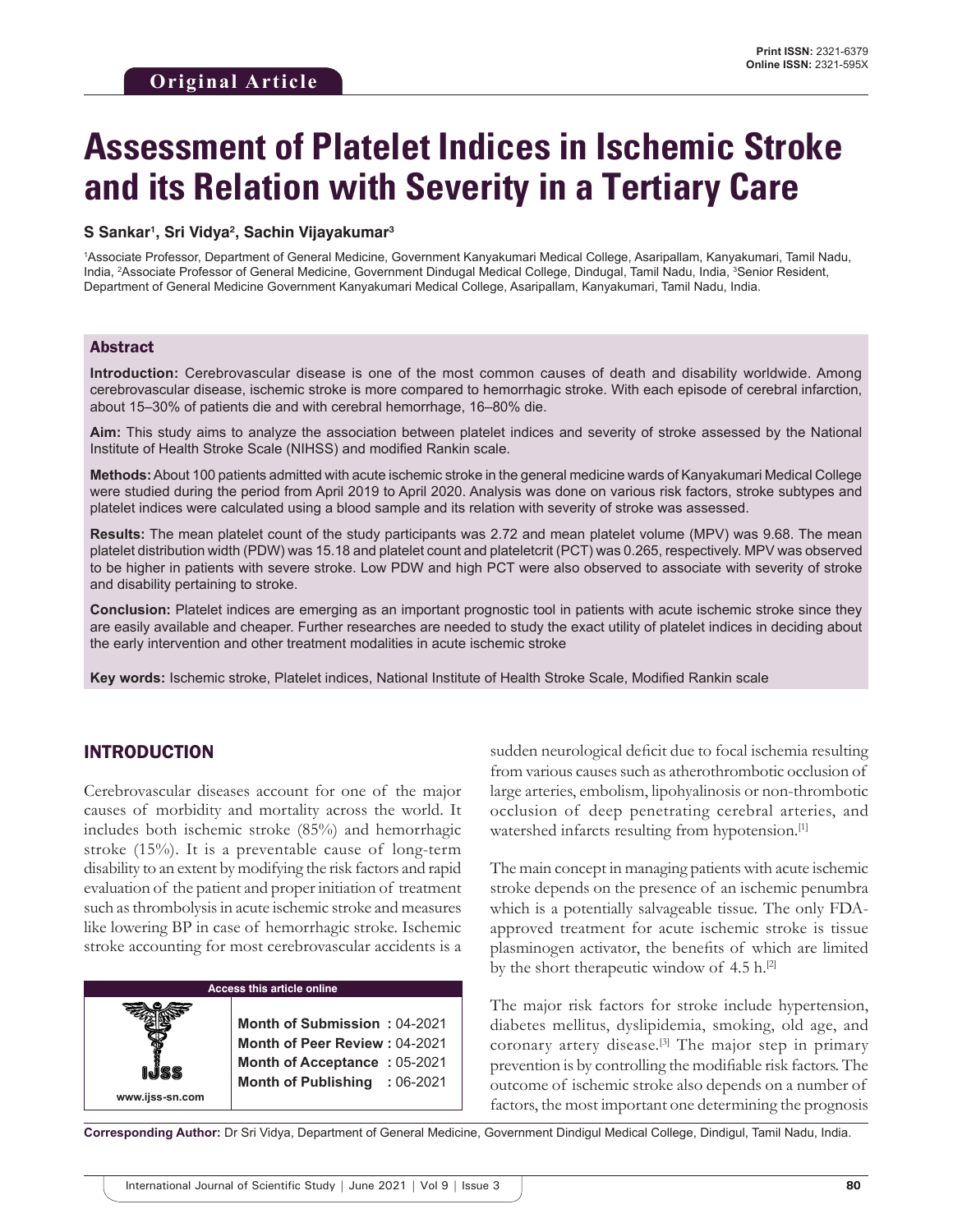**Original Article**

Print ISSN: 2321-6379
Online ISSN: 2321-595X

# Assessment of Platelet Indices in Ischemic Stroke and its Relation with Severity in a Tertiary Care

**S Sankar[1], Sri Vidya[2], Sachin Vijayakumar[3]**

[1]Associate Professor, Department of General Medicine, Government Kanyakumari Medical College, Asaripallam, Kanyakumari, Tamil Nadu, India, [2]Associate Professor of General Medicine, Government Dindugal Medical College, Dindugal, Tamil Nadu, India, [3]Senior Resident, Department of General Medicine Government Kanyakumari Medical College, Asaripallam, Kanyakumari, Tamil Nadu, India.

## Abstract

**Introduction:** Cerebrovascular disease is one of the most common causes of death and disability worldwide. Among cerebrovascular disease, ischemic stroke is more compared to hemorrhagic stroke. With each episode of cerebral infarction, about 15–30% of patients die and with cerebral hemorrhage, 16–80% die.

**Aim:** This study aims to analyze the association between platelet indices and severity of stroke assessed by the National Institute of Health Stroke Scale (NIHSS) and modified Rankin scale.

**Methods:** About 100 patients admitted with acute ischemic stroke in the general medicine wards of Kanyakumari Medical College were studied during the period from April 2019 to April 2020. Analysis was done on various risk factors, stroke subtypes and platelet indices were calculated using a blood sample and its relation with severity of stroke was assessed.

**Results:** The mean platelet count of the study participants was 2.72 and mean platelet volume (MPV) was 9.68. The mean platelet distribution width (PDW) was 15.18 and platelet count and plateletcrit (PCT) was 0.265, respectively. MPV was observed to be higher in patients with severe stroke. Low PDW and high PCT were also observed to associate with severity of stroke and disability pertaining to stroke.

**Conclusion:** Platelet indices are emerging as an important prognostic tool in patients with acute ischemic stroke since they are easily available and cheaper. Further researches are needed to study the exact utility of platelet indices in deciding about the early intervention and other treatment modalities in acute ischemic stroke

**Key words:** Ischemic stroke, Platelet indices, National Institute of Health Stroke Scale, Modified Rankin scale

## INTRODUCTION

Cerebrovascular diseases account for one of the major causes of morbidity and mortality across the world. It includes both ischemic stroke (85%) and hemorrhagic stroke (15%). It is a preventable cause of long-term disability to an extent by modifying the risk factors and rapid evaluation of the patient and proper initiation of treatment such as thrombolysis in acute ischemic stroke and measures like lowering BP in case of hemorrhagic stroke. Ischemic stroke accounting for most cerebrovascular accidents is a sudden neurological deficit due to focal ischemia resulting from various causes such as atherothrombotic occlusion of large arteries, embolism, lipohyalinosis or non-thrombotic occlusion of deep penetrating cerebral arteries, and watershed infarcts resulting from hypotension.[1]

**Access this article online**

www.ijss-sn.com

**Month of Submission :** 04-2021
**Month of Peer Review :** 04-2021
**Month of Acceptance :** 05-2021
**Month of Publishing :** 06-2021

The main concept in managing patients with acute ischemic stroke depends on the presence of an ischemic penumbra which is a potentially salvageable tissue. The only FDA-approved treatment for acute ischemic stroke is tissue plasminogen activator, the benefits of which are limited by the short therapeutic window of 4.5 h.[2]

The major risk factors for stroke include hypertension, diabetes mellitus, dyslipidemia, smoking, old age, and coronary artery disease.[3] The major step in primary prevention is by controlling the modifiable risk factors. The outcome of ischemic stroke also depends on a number of factors, the most important one determining the prognosis

**Corresponding Author:** Dr Sri Vidya, Department of General Medicine, Government Dindigul Medical College, Dindigul, Tamil Nadu, India.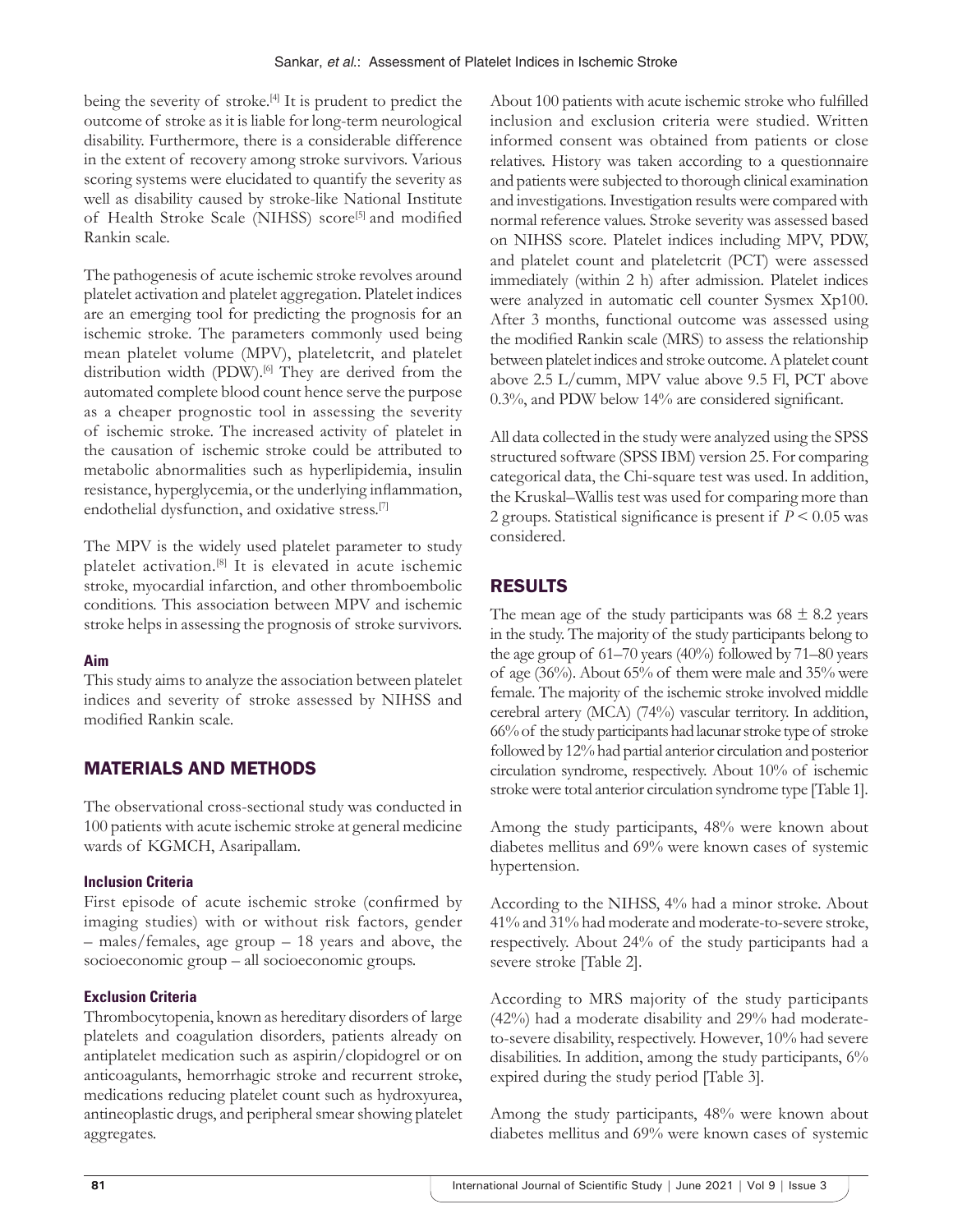being the severity of stroke.[4] It is prudent to predict the outcome of stroke as it is liable for long-term neurological disability. Furthermore, there is a considerable difference in the extent of recovery among stroke survivors. Various scoring systems were elucidated to quantify the severity as well as disability caused by stroke-like National Institute of Health Stroke Scale (NIHSS) score[5] and modified Rankin scale.

The pathogenesis of acute ischemic stroke revolves around platelet activation and platelet aggregation. Platelet indices are an emerging tool for predicting the prognosis for an ischemic stroke. The parameters commonly used being mean platelet volume (MPV), plateletcrit, and platelet distribution width (PDW).[6] They are derived from the automated complete blood count hence serve the purpose as a cheaper prognostic tool in assessing the severity of ischemic stroke. The increased activity of platelet in the causation of ischemic stroke could be attributed to metabolic abnormalities such as hyperlipidemia, insulin resistance, hyperglycemia, or the underlying inflammation, endothelial dysfunction, and oxidative stress.[7]

The MPV is the widely used platelet parameter to study platelet activation.[8] It is elevated in acute ischemic stroke, myocardial infarction, and other thromboembolic conditions. This association between MPV and ischemic stroke helps in assessing the prognosis of stroke survivors.

### Aim

This study aims to analyze the association between platelet indices and severity of stroke assessed by NIHSS and modified Rankin scale.

## MATERIALS AND METHODS

The observational cross-sectional study was conducted in 100 patients with acute ischemic stroke at general medicine wards of KGMCH, Asaripallam.

### Inclusion Criteria

First episode of acute ischemic stroke (confirmed by imaging studies) with or without risk factors, gender – males/females, age group – 18 years and above, the socioeconomic group – all socioeconomic groups.

### Exclusion Criteria

Thrombocytopenia, known as hereditary disorders of large platelets and coagulation disorders, patients already on antiplatelet medication such as aspirin/clopidogrel or on anticoagulants, hemorrhagic stroke and recurrent stroke, medications reducing platelet count such as hydroxyurea, antineoplastic drugs, and peripheral smear showing platelet aggregates.

About 100 patients with acute ischemic stroke who fulfilled inclusion and exclusion criteria were studied. Written informed consent was obtained from patients or close relatives. History was taken according to a questionnaire and patients were subjected to thorough clinical examination and investigations. Investigation results were compared with normal reference values. Stroke severity was assessed based on NIHSS score. Platelet indices including MPV, PDW, and platelet count and plateletcrit (PCT) were assessed immediately (within 2 h) after admission. Platelet indices were analyzed in automatic cell counter Sysmex Xp100. After 3 months, functional outcome was assessed using the modified Rankin scale (MRS) to assess the relationship between platelet indices and stroke outcome. A platelet count above 2.5 L/cumm, MPV value above 9.5 Fl, PCT above 0.3%, and PDW below 14% are considered significant.

All data collected in the study were analyzed using the SPSS structured software (SPSS IBM) version 25. For comparing categorical data, the Chi-square test was used. In addition, the Kruskal–Wallis test was used for comparing more than 2 groups. Statistical significance is present if $P < 0.05$ was considered.

## RESULTS

The mean age of the study participants was $68 \pm 8.2$ years in the study. The majority of the study participants belong to the age group of 61–70 years (40%) followed by 71–80 years of age (36%). About 65% of them were male and 35% were female. The majority of the ischemic stroke involved middle cerebral artery (MCA) (74%) vascular territory. In addition, 66% of the study participants had lacunar stroke type of stroke followed by 12% had partial anterior circulation and posterior circulation syndrome, respectively. About 10% of ischemic stroke were total anterior circulation syndrome type [Table 1].

Among the study participants, 48% were known about diabetes mellitus and 69% were known cases of systemic hypertension.

According to the NIHSS, 4% had a minor stroke. About 41% and 31% had moderate and moderate-to-severe stroke, respectively. About 24% of the study participants had a severe stroke [Table 2].

According to MRS majority of the study participants (42%) had a moderate disability and 29% had moderate-to-severe disability, respectively. However, 10% had severe disabilities. In addition, among the study participants, 6% expired during the study period [Table 3].

Among the study participants, 48% were known about diabetes mellitus and 69% were known cases of systemic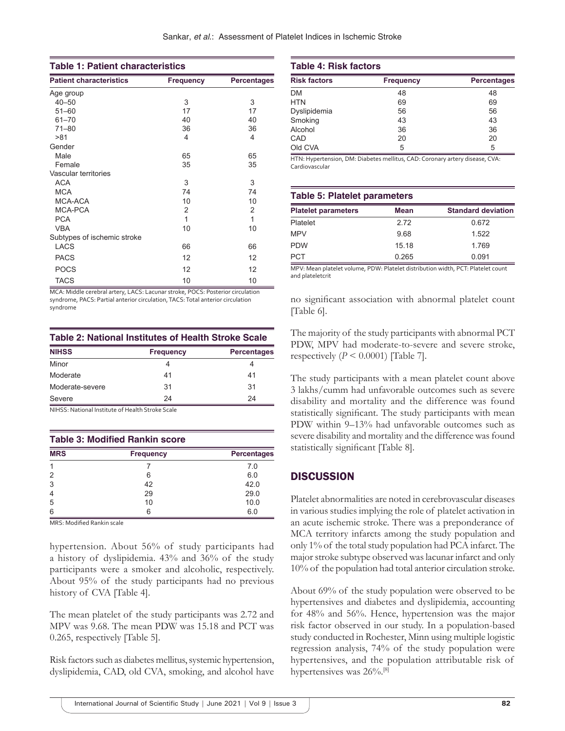**Table 1: Patient characteristics**

| Patient characteristics | Frequency | Percentages |
|---|---|---|
| Age group | | |
| 40–50 | 3 | 3 |
| 51–60 | 17 | 17 |
| 61–70 | 40 | 40 |
| 71–80 | 36 | 36 |
| >81 | 4 | 4 |
| Gender | | |
| Male | 65 | 65 |
| Female | 35 | 35 |
| Vascular territories | | |
| ACA | 3 | 3 |
| MCA | 74 | 74 |
| MCA-ACA | 10 | 10 |
| MCA-PCA | 2 | 2 |
| PCA | 1 | 1 |
| VBA | 10 | 10 |
| Subtypes of ischemic stroke | | |
| LACS | 66 | 66 |
| PACS | 12 | 12 |
| POCS | 12 | 12 |
| TACS | 10 | 10 |

MCA: Middle cerebral artery, LACS: Lacunar stroke, POCS: Posterior circulation syndrome, PACS: Partial anterior circulation, TACS: Total anterior circulation syndrome

**Table 2: National Institutes of Health Stroke Scale**

| NIHSS | Frequency | Percentages |
|---|---|---|
| Minor | 4 | 4 |
| Moderate | 41 | 41 |
| Moderate-severe | 31 | 31 |
| Severe | 24 | 24 |

NIHSS: National Institute of Health Stroke Scale

**Table 3: Modified Rankin score**

| MRS | Frequency | Percentages |
|---|---|---|
| 1 | 7 | 7.0 |
| 2 | 6 | 6.0 |
| 3 | 42 | 42.0 |
| 4 | 29 | 29.0 |
| 5 | 10 | 10.0 |
| 6 | 6 | 6.0 |

MRS: Modified Rankin scale

hypertension. About 56% of study participants had a history of dyslipidemia. 43% and 36% of the study participants were a smoker and alcoholic, respectively. About 95% of the study participants had no previous history of CVA [Table 4].

The mean platelet of the study participants was 2.72 and MPV was 9.68. The mean PDW was 15.18 and PCT was 0.265, respectively [Table 5].

Risk factors such as diabetes mellitus, systemic hypertension, dyslipidemia, CAD, old CVA, smoking, and alcohol have no significant association with abnormal platelet count [Table 6].

**Table 4: Risk factors**

| Risk factors | Frequency | Percentages |
|---|---|---|
| DM | 48 | 48 |
| HTN | 69 | 69 |
| Dyslipidemia | 56 | 56 |
| Smoking | 43 | 43 |
| Alcohol | 36 | 36 |
| CAD | 20 | 20 |
| Old CVA | 5 | 5 |

HTN: Hypertension, DM: Diabetes mellitus, CAD: Coronary artery disease, CVA: Cardiovascular

**Table 5: Platelet parameters**

| Platelet parameters | Mean | Standard deviation |
|---|---|---|
| Platelet | 2.72 | 0.672 |
| MPV | 9.68 | 1.522 |
| PDW | 15.18 | 1.769 |
| PCT | 0.265 | 0.091 |

MPV: Mean platelet volume, PDW: Platelet distribution width, PCT: Platelet count and plateletcrit

The majority of the study participants with abnormal PCT PDW, MPV had moderate-to-severe and severe stroke, respectively ($P < 0.0001$) [Table 7].

The study participants with a mean platelet count above 3 lakhs/cumm had unfavorable outcomes such as severe disability and mortality and the difference was found statistically significant. The study participants with mean PDW within 9–13% had unfavorable outcomes such as severe disability and mortality and the difference was found statistically significant [Table 8].

## DISCUSSION

Platelet abnormalities are noted in cerebrovascular diseases in various studies implying the role of platelet activation in an acute ischemic stroke. There was a preponderance of MCA territory infarcts among the study population and only 1% of the total study population had PCA infarct. The major stroke subtype observed was lacunar infarct and only 10% of the population had total anterior circulation stroke.

About 69% of the study population were observed to be hypertensives and diabetes and dyslipidemia, accounting for 48% and 56%. Hence, hypertension was the major risk factor observed in our study. In a population-based study conducted in Rochester, Minn using multiple logistic regression analysis, 74% of the study population were hypertensives, and the population attributable risk of hypertensives was 26%.[8]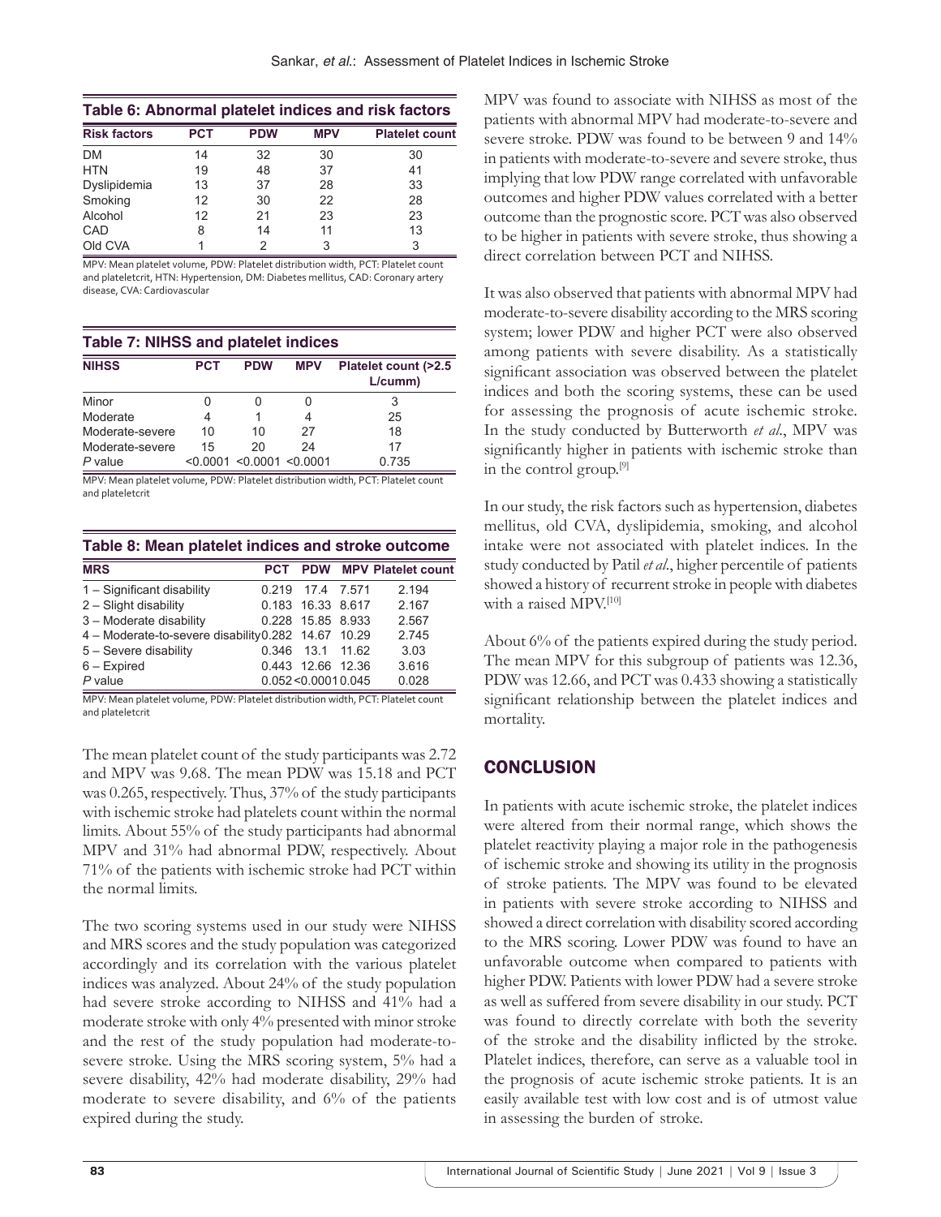**Table 6: Abnormal platelet indices and risk factors**

| Risk factors | PCT | PDW | MPV | Platelet count |
|---|---|---|---|---|
| DM | 14 | 32 | 30 | 30 |
| HTN | 19 | 48 | 37 | 41 |
| Dyslipidemia | 13 | 37 | 28 | 33 |
| Smoking | 12 | 30 | 22 | 28 |
| Alcohol | 12 | 21 | 23 | 23 |
| CAD | 8 | 14 | 11 | 13 |
| Old CVA | 1 | 2 | 3 | 3 |

MPV: Mean platelet volume, PDW: Platelet distribution width, PCT: Platelet count and plateletcrit, HTN: Hypertension, DM: Diabetes mellitus, CAD: Coronary artery disease, CVA: Cardiovascular

**Table 7: NIHSS and platelet indices**

| NIHSS | PCT | PDW | MPV | Platelet count (>2.5 L/cumm) |
|---|---|---|---|---|
| Minor | 0 | 0 | 0 | 3 |
| Moderate | 4 | 1 | 4 | 25 |
| Moderate-severe | 10 | 10 | 27 | 18 |
| Moderate-severe | 15 | 20 | 24 | 17 |
| *P* value | <0.0001 | <0.0001 | <0.0001 | 0.735 |

MPV: Mean platelet volume, PDW: Platelet distribution width, PCT: Platelet count and plateletcrit

**Table 8: Mean platelet indices and stroke outcome**

| MRS | PCT | PDW | MPV | Platelet count |
|---|---|---|---|---|
| 1 – Significant disability | 0.219 | 17.4 | 7.571 | 2.194 |
| 2 – Slight disability | 0.183 | 16.33 | 8.617 | 2.167 |
| 3 – Moderate disability | 0.228 | 15.85 | 8.933 | 2.567 |
| 4 – Moderate-to-severe disability | 0.282 | 14.67 | 10.29 | 2.745 |
| 5 – Severe disability | 0.346 | 13.1 | 11.62 | 3.03 |
| 6 – Expired | 0.443 | 12.66 | 12.36 | 3.616 |
| *P* value | 0.052 | <0.0001 | 0.045 | 0.028 |

MPV: Mean platelet volume, PDW: Platelet distribution width, PCT: Platelet count and plateletcrit

The mean platelet count of the study participants was 2.72 and MPV was 9.68. The mean PDW was 15.18 and PCT was 0.265, respectively. Thus, 37% of the study participants with ischemic stroke had platelets count within the normal limits. About 55% of the study participants had abnormal MPV and 31% had abnormal PDW, respectively. About 71% of the patients with ischemic stroke had PCT within the normal limits.

The two scoring systems used in our study were NIHSS and MRS scores and the study population was categorized accordingly and its correlation with the various platelet indices was analyzed. About 24% of the study population had severe stroke according to NIHSS and 41% had a moderate stroke with only 4% presented with minor stroke and the rest of the study population had moderate-to-severe stroke. Using the MRS scoring system, 5% had a severe disability, 42% had moderate disability, 29% had moderate to severe disability, and 6% of the patients expired during the study.

MPV was found to associate with NIHSS as most of the patients with abnormal MPV had moderate-to-severe and severe stroke. PDW was found to be between 9 and 14% in patients with moderate-to-severe and severe stroke, thus implying that low PDW range correlated with unfavorable outcomes and higher PDW values correlated with a better outcome than the prognostic score. PCT was also observed to be higher in patients with severe stroke, thus showing a direct correlation between PCT and NIHSS.

It was also observed that patients with abnormal MPV had moderate-to-severe disability according to the MRS scoring system; lower PDW and higher PCT were also observed among patients with severe disability. As a statistically significant association was observed between the platelet indices and both the scoring systems, these can be used for assessing the prognosis of acute ischemic stroke. In the study conducted by Butterworth *et al.*, MPV was significantly higher in patients with ischemic stroke than in the control group.[9]

In our study, the risk factors such as hypertension, diabetes mellitus, old CVA, dyslipidemia, smoking, and alcohol intake were not associated with platelet indices. In the study conducted by Patil *et al.*, higher percentile of patients showed a history of recurrent stroke in people with diabetes with a raised MPV.[10]

About 6% of the patients expired during the study period. The mean MPV for this subgroup of patients was 12.36, PDW was 12.66, and PCT was 0.433 showing a statistically significant relationship between the platelet indices and mortality.

## CONCLUSION

In patients with acute ischemic stroke, the platelet indices were altered from their normal range, which shows the platelet reactivity playing a major role in the pathogenesis of ischemic stroke and showing its utility in the prognosis of stroke patients. The MPV was found to be elevated in patients with severe stroke according to NIHSS and showed a direct correlation with disability scored according to the MRS scoring. Lower PDW was found to have an unfavorable outcome when compared to patients with higher PDW. Patients with lower PDW had a severe stroke as well as suffered from severe disability in our study. PCT was found to directly correlate with both the severity of the stroke and the disability inflicted by the stroke. Platelet indices, therefore, can serve as a valuable tool in the prognosis of acute ischemic stroke patients. It is an easily available test with low cost and is of utmost value in assessing the burden of stroke.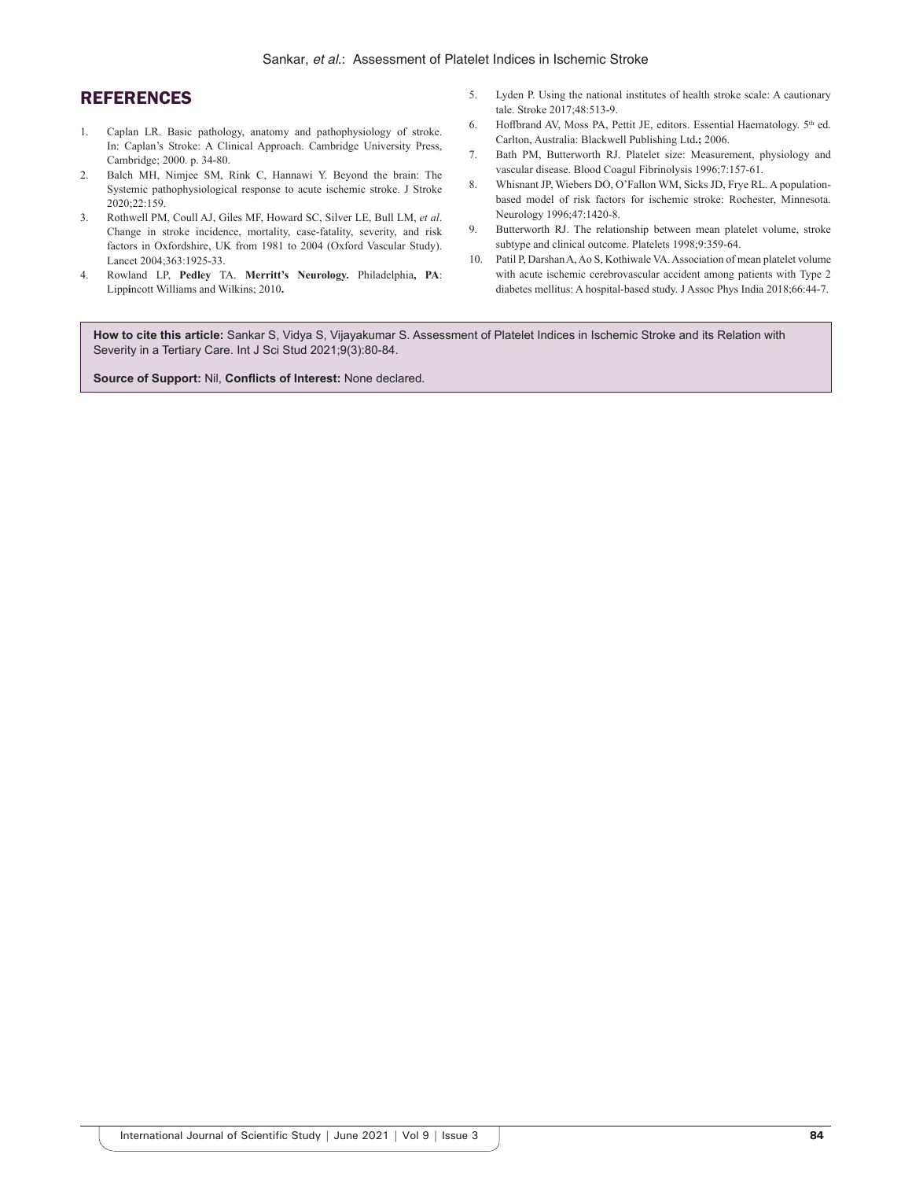## REFERENCES

1. Caplan LR. Basic pathology, anatomy and pathophysiology of stroke. In: Caplan's Stroke: A Clinical Approach. Cambridge University Press, Cambridge; 2000. p. 34-80.
2. Balch MH, Nimjee SM, Rink C, Hannawi Y. Beyond the brain: The Systemic pathophysiological response to acute ischemic stroke. J Stroke 2020;22:159.
3. Rothwell PM, Coull AJ, Giles MF, Howard SC, Silver LE, Bull LM, *et al*. Change in stroke incidence, mortality, case-fatality, severity, and risk factors in Oxfordshire, UK from 1981 to 2004 (Oxford Vascular Study). Lancet 2004;363:1925-33.
4. Rowland LP, **Pedley** TA. **Merritt's Neurology.** Philadelphia**, PA**: Lipp**i**ncott Williams and Wilkins; 2010**.**
5. Lyden P. Using the national institutes of health stroke scale: A cautionary tale. Stroke 2017;48:513-9.
6. Hoffbrand AV, Moss PA, Pettit JE, editors. Essential Haematology. 5th ed. Carlton, Australia: Blackwell Publishing Ltd**.;** 2006.
7. Bath PM, Butterworth RJ. Platelet size: Measurement, physiology and vascular disease. Blood Coagul Fibrinolysis 1996;7:157-61.
8. Whisnant JP, Wiebers DO, O'Fallon WM, Sicks JD, Frye RL. A population-based model of risk factors for ischemic stroke: Rochester, Minnesota. Neurology 1996;47:1420-8.
9. Butterworth RJ. The relationship between mean platelet volume, stroke subtype and clinical outcome. Platelets 1998;9:359-64.
10. Patil P, Darshan A, Ao S, Kothiwale VA. Association of mean platelet volume with acute ischemic cerebrovascular accident among patients with Type 2 diabetes mellitus: A hospital-based study. J Assoc Phys India 2018;66:44-7.

**How to cite this article:** Sankar S, Vidya S, Vijayakumar S. Assessment of Platelet Indices in Ischemic Stroke and its Relation with Severity in a Tertiary Care. Int J Sci Stud 2021;9(3):80-84.

**Source of Support:** Nil, **Conflicts of Interest:** None declared.